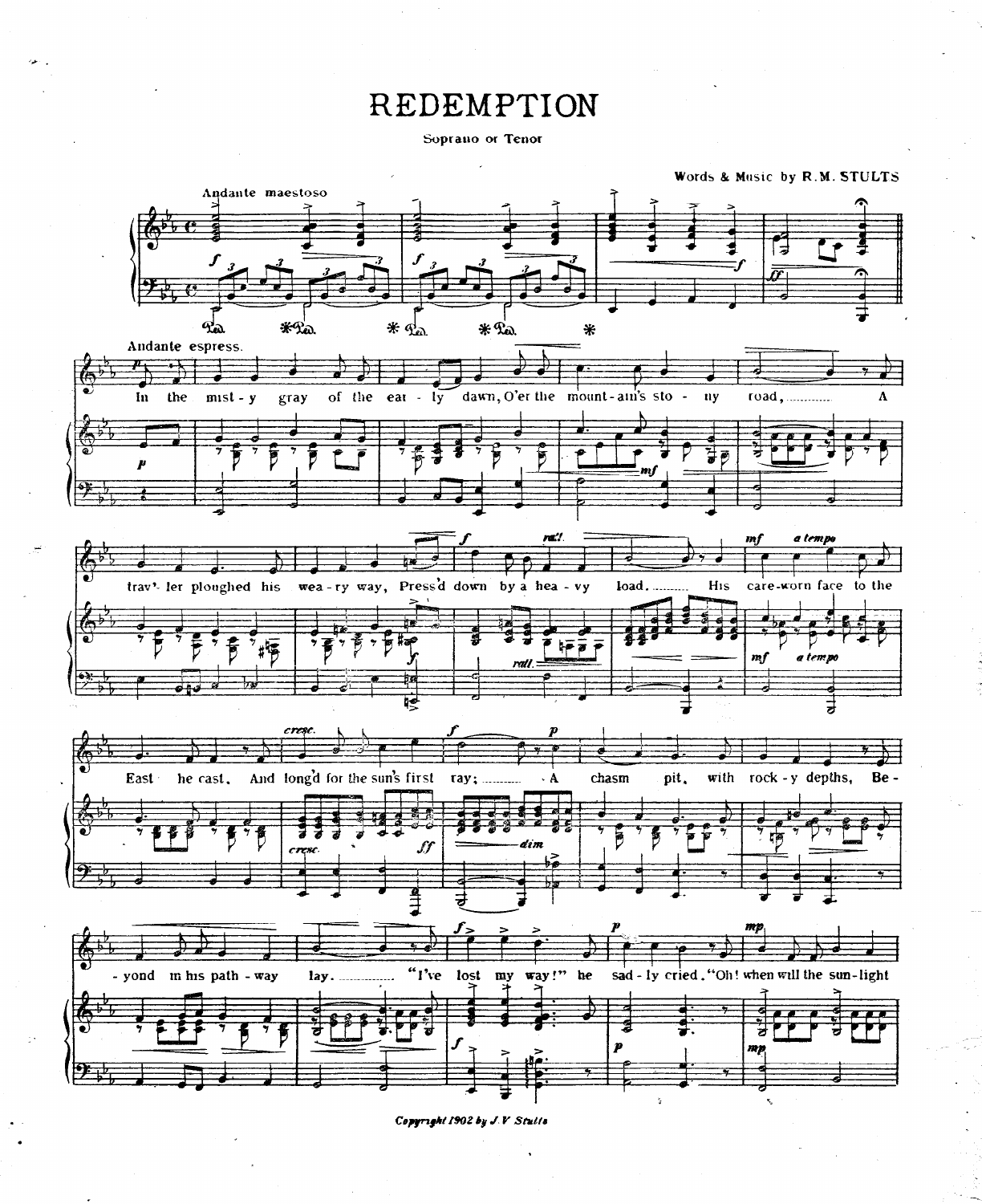# REDEMPTION

Soprano or Tenor

Words & Music by R. M. STULTS

Andante maestoso

Andante espress.

In the mist-y gray of the ear-ly dawn, O'er the mount-ain's sto-ny road, ............ A trav'-ler ploughed his wea-ry way, Press'd down by a hea-vy load. ........ His care-worn face to the East he cast, And long'd for the sun's first ray; ........ A chasm pit, with rock-y depths, Be-yond in his path-way lay. ........ "I've lost my way!" he sad-ly cried. "Oh! when will the sun-light

Copyright 1902 by J. V. Stults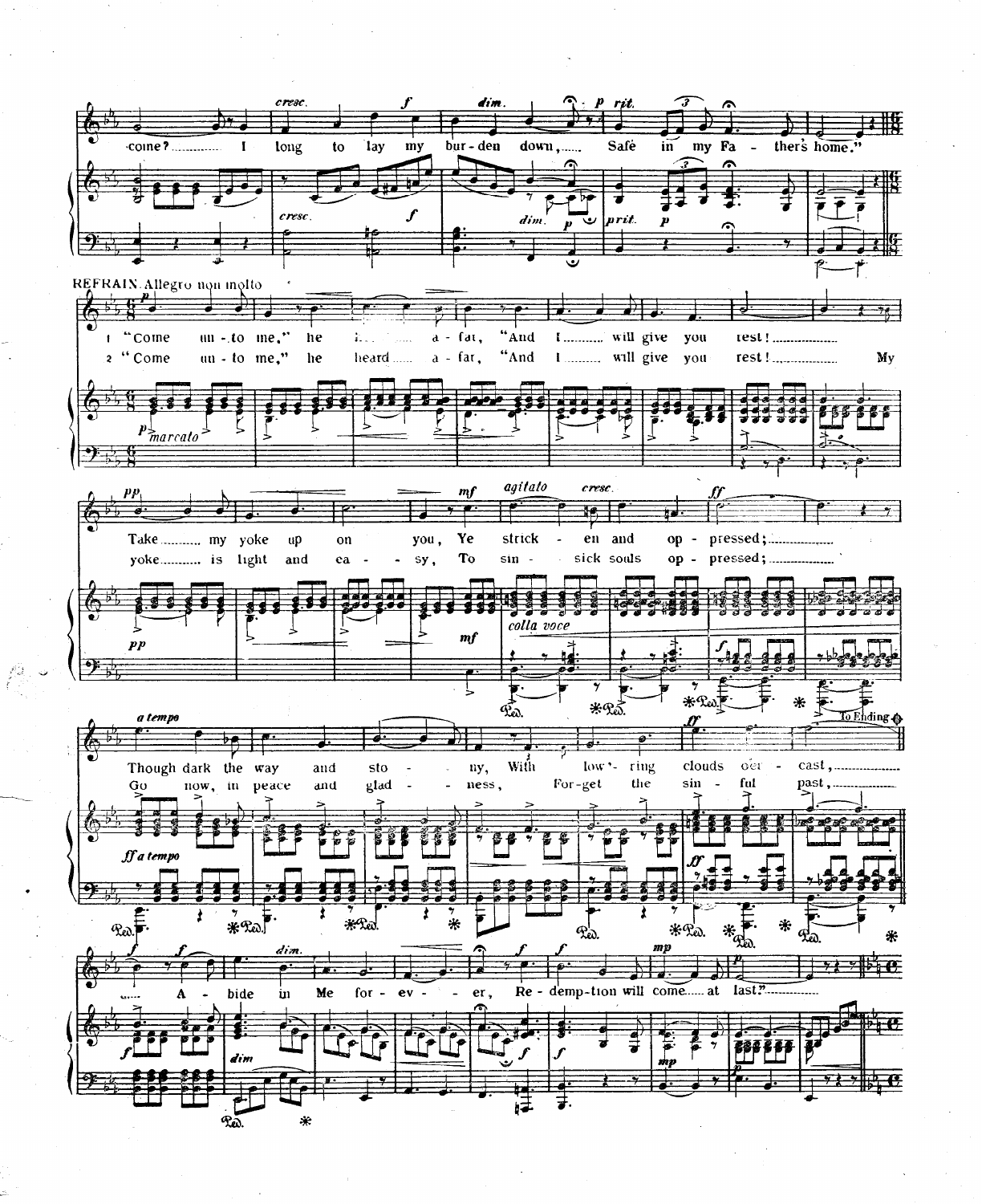*cresc.* *f* *dim.* *p* *rit.*

come? I long to lay my burden down, Safe in my Father's home."

*cresc.* *f* *dim.* *p* *prit.* *p*

**REFRAIN.** Allegro non molto

*p*

1 "Come unto me," he ... afar, "And I will give you rest!

2 "Come unto me," he heard afar, "And I will give you rest! My

*p marcato*

*pp* *mf* *agitato* *cresc.* *ff*

Take my yoke up on you, Ye stricken and oppressed;

yoke is light and easy, To sin-sick souls oppressed;

*pp* *mf* *colla voce*

*a tempo* *ff*

Though dark the way and stony, With low'ring clouds o'ercast,

Go now, in peace and gladness, Forget the sinful past,

*ff a tempo* *ff*

To Ending

*f* *f* *dim.* *f* *f* *mp* *p*

Abide in Me forever, Redemption will come at last."

*f* *dim* *f* *f* *mp*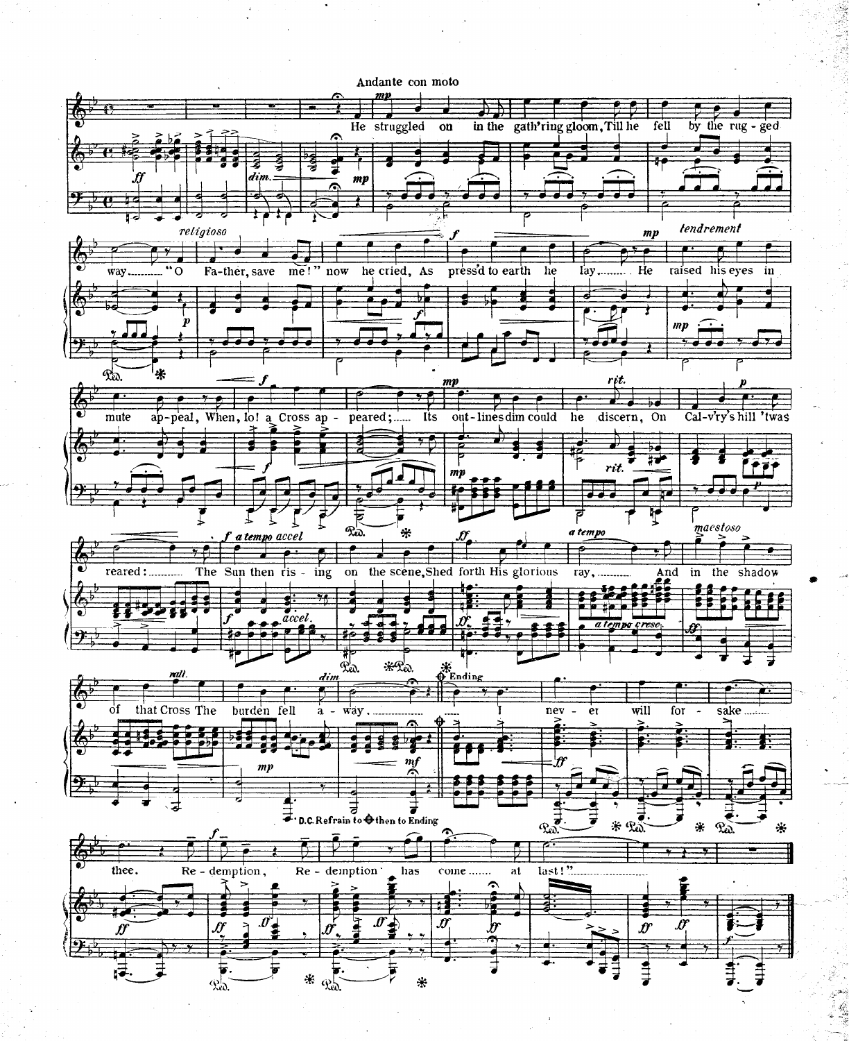Andante con moto

He struggled on in the gath'ring gloom, Till he fell by the rug - ged way.......... *religioso* "O Fa - ther, save me!" now he cried, As press'd to earth he lay.......... *tendrement* He raised his eyes in mute ap - peal, When, lo! a Cross ap - peared;...... Its out - lines dim could he discern, On Cal - v'ry's hill 'twas reared:.......... *a tempo accel* The Sun then ris - ing on the scene, Shed forth His glorious ray,.......... *a tempo* *maestoso* And in the shadow of that Cross The burden fell a - way..................

D.C. Refrain to ⊕ then to Ending

⊕ Ending

...... I nev - er will for - sake......... thee. Re - demption, Re - demption has come........ at last!"..............